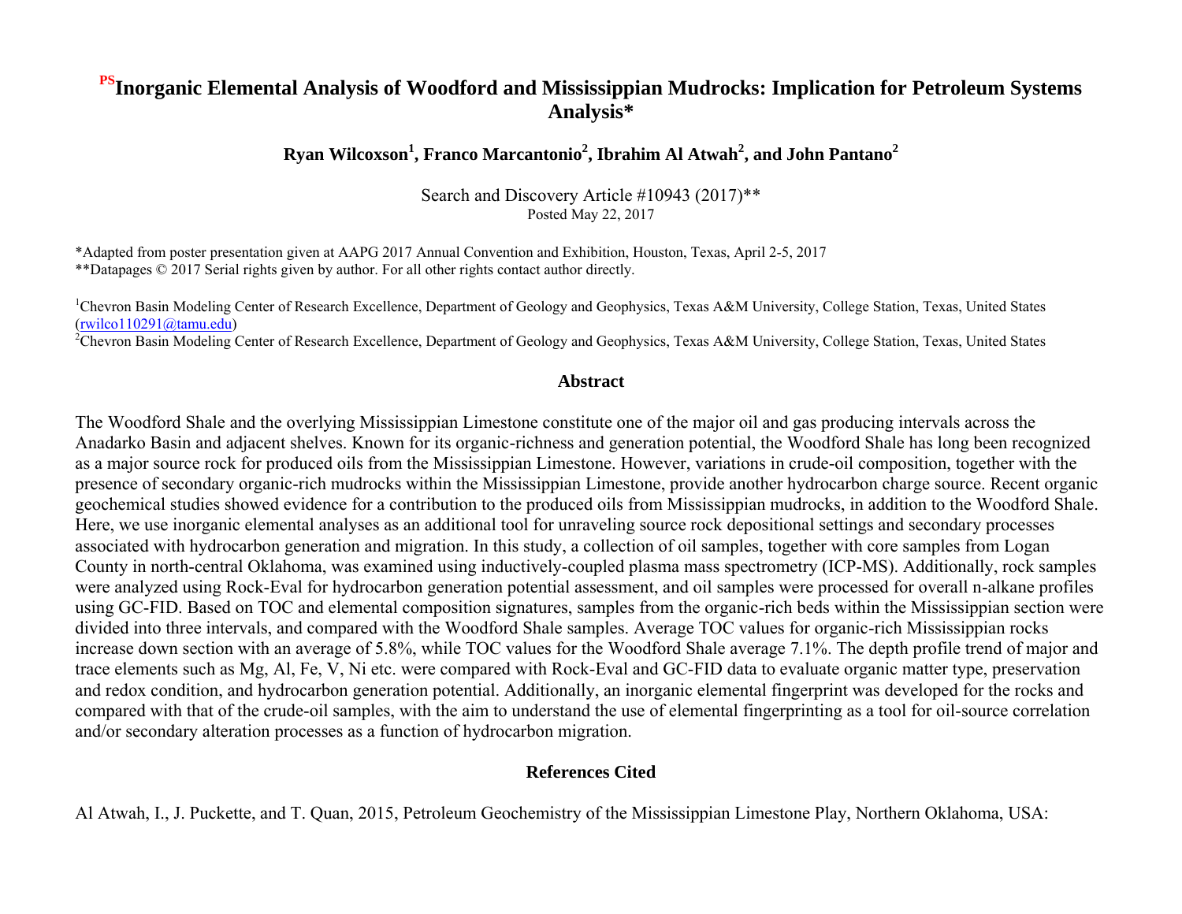# [PS]Inorganic Elemental Analysis of Woodford and Mississippian Mudrocks: Implication for Petroleum Systems Analysis*

**Ryan Wilcoxson[1], Franco Marcantonio[2], Ibrahim Al Atwah[2], and John Pantano[2]**

Search and Discovery Article #10943 (2017)**
Posted May 22, 2017

*Adapted from poster presentation given at AAPG 2017 Annual Convention and Exhibition, Houston, Texas, April 2-5, 2017
**Datapages © 2017 Serial rights given by author. For all other rights contact author directly.

[1]Chevron Basin Modeling Center of Research Excellence, Department of Geology and Geophysics, Texas A&M University, College Station, Texas, United States (rwilco110291@tamu.edu)
[2]Chevron Basin Modeling Center of Research Excellence, Department of Geology and Geophysics, Texas A&M University, College Station, Texas, United States

## Abstract

The Woodford Shale and the overlying Mississippian Limestone constitute one of the major oil and gas producing intervals across the Anadarko Basin and adjacent shelves. Known for its organic-richness and generation potential, the Woodford Shale has long been recognized as a major source rock for produced oils from the Mississippian Limestone. However, variations in crude-oil composition, together with the presence of secondary organic-rich mudrocks within the Mississippian Limestone, provide another hydrocarbon charge source. Recent organic geochemical studies showed evidence for a contribution to the produced oils from Mississippian mudrocks, in addition to the Woodford Shale. Here, we use inorganic elemental analyses as an additional tool for unraveling source rock depositional settings and secondary processes associated with hydrocarbon generation and migration. In this study, a collection of oil samples, together with core samples from Logan County in north-central Oklahoma, was examined using inductively-coupled plasma mass spectrometry (ICP-MS). Additionally, rock samples were analyzed using Rock-Eval for hydrocarbon generation potential assessment, and oil samples were processed for overall n-alkane profiles using GC-FID. Based on TOC and elemental composition signatures, samples from the organic-rich beds within the Mississippian section were divided into three intervals, and compared with the Woodford Shale samples. Average TOC values for organic-rich Mississippian rocks increase down section with an average of 5.8%, while TOC values for the Woodford Shale average 7.1%. The depth profile trend of major and trace elements such as Mg, Al, Fe, V, Ni etc. were compared with Rock-Eval and GC-FID data to evaluate organic matter type, preservation and redox condition, and hydrocarbon generation potential. Additionally, an inorganic elemental fingerprint was developed for the rocks and compared with that of the crude-oil samples, with the aim to understand the use of elemental fingerprinting as a tool for oil-source correlation and/or secondary alteration processes as a function of hydrocarbon migration.

## References Cited

Al Atwah, I., J. Puckette, and T. Quan, 2015, Petroleum Geochemistry of the Mississippian Limestone Play, Northern Oklahoma, USA: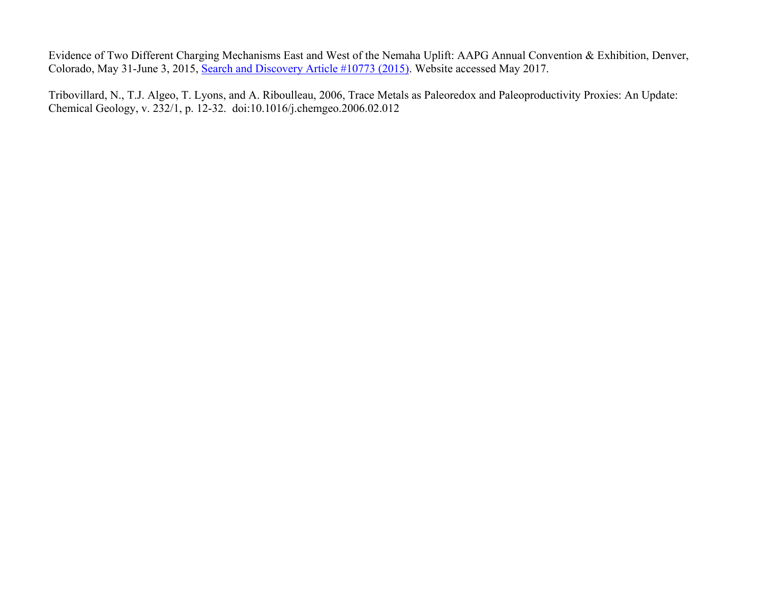Evidence of Two Different Charging Mechanisms East and West of the Nemaha Uplift: AAPG Annual Convention & Exhibition, Denver, Colorado, May 31-June 3, 2015, Search and Discovery Article #10773 (2015). Website accessed May 2017.

Tribovillard, N., T.J. Algeo, T. Lyons, and A. Riboulleau, 2006, Trace Metals as Paleoredox and Paleoproductivity Proxies: An Update: Chemical Geology, v. 232/1, p. 12-32. doi:10.1016/j.chemgeo.2006.02.012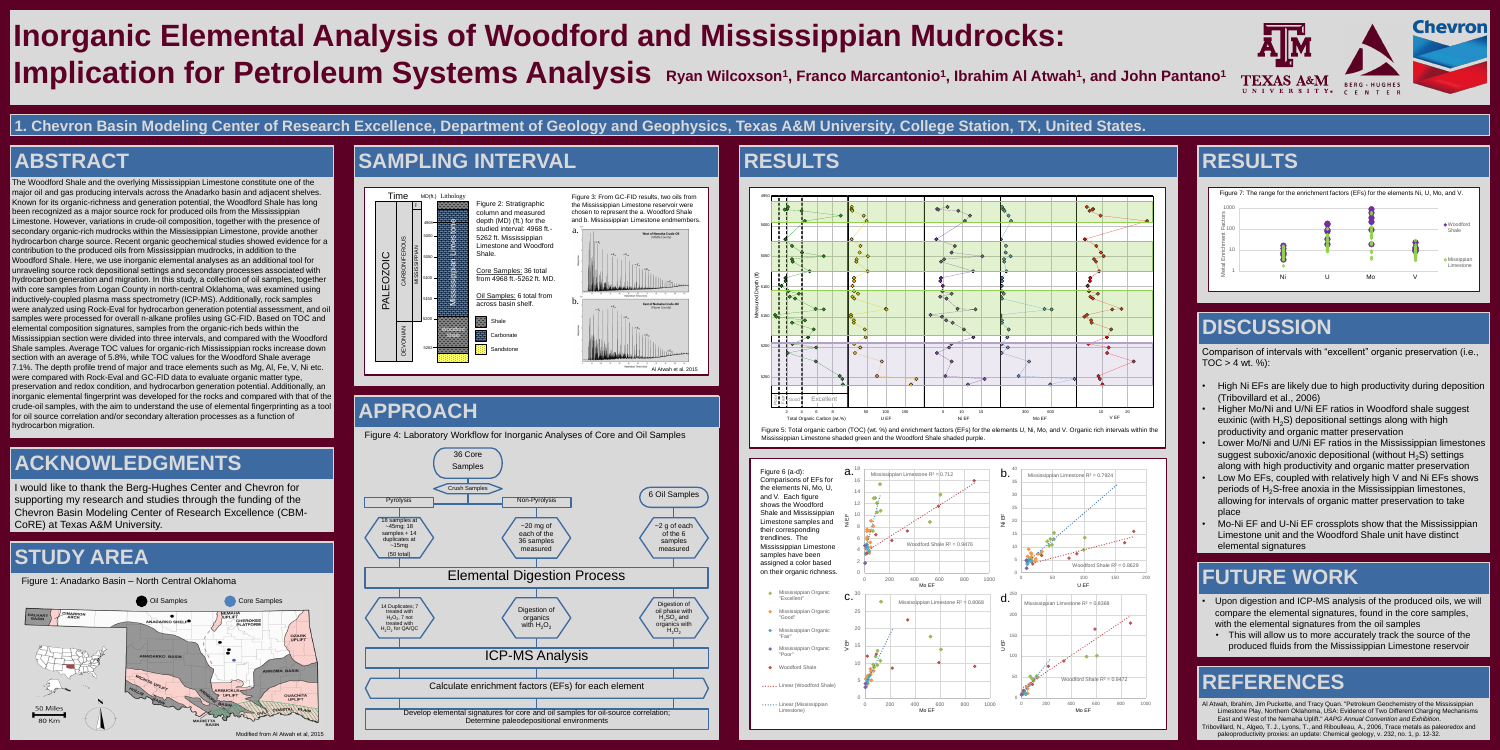# Inorganic Elemental Analysis of Woodford and Mississippian Mudrocks: Implication for Petroleum Systems Analysis

Ryan Wilcoxson[1], Franco Marcantonio[1], Ibrahim Al Atwah[1], and John Pantano[1]

1. Chevron Basin Modeling Center of Research Excellence, Department of Geology and Geophysics, Texas A&M University, College Station, TX, United States.

## ABSTRACT

The Woodford Shale and the overlying Mississippian Limestone constitute one of the major oil and gas producing intervals across the Anadarko basin and adjacent shelves. Known for its organic-richness and generation potential, the Woodford Shale has long been recognized as a major source rock for produced oils from the Mississippian Limestone. However, variations in crude oil composition, together with the presence of secondary organic-rich mudrocks within the Mississippian Limestone, provide another hydrocarbon charge source. Recent organic geochemical studies showed evidence for a contribution to the produced oils from Mississippian mudrocks, in addition to the Woodford Shale. Here, we use inorganic elemental analyses as an additional tool for unraveling source rock depositional settings and depositional processes associated with hydrocarbon generation and migration. In this study, a collection of oil samples, together with core samples from Logan County in north-central Oklahoma, was examined using inductively-coupled plasma mass spectrometry (ICP-MS). Additionally, rock samples were analyzed using Rock-Eval for hydrocarbon generation potential assessment, and oil samples were processed for overall n-alkane profiles using GC-FID. Based on TOC and elemental composition signatures, samples from the organic-rich beds within the Mississippian section were divided into three intervals, and compared with the Woodford Shale samples. Average TOC values for organic-rich Mississippian rocks along the section were at an average of 5.8%, while TOC values for the Woodford Shale average 7.1%. The depth profile trend of major and trace elements such as Mg, Al, Fe, V, Ni etc. were compared with Rock-Eval and GC-FID data to evaluate organic matter type, preservation and redox condition, and hydrocarbon generation potential. Additionally, an inorganic elemental fingerprint was developed for the rocks and compared with that of the crude-oil samples, with the aim to understand the use of elemental fingerprinting as a tool for oil source correlation and/or secondary alteration processes as a function of hydrocarbon migration.

## ACKNOWLEDGMENTS

I would like to thank the Berg-Hughes Center and Chevron for supporting my research and studies through the funding of the Chevron Basin Modeling Center of Research Excellence (CBM-CoRE) at Texas A&M University.

## STUDY AREA

Figure 1: Anadarko Basin – North Central Oklahoma

Oil Samples
Core Samples
50 Miles
80 Km
Modified from Al Atwah et al. 2015

## SAMPLING INTERVAL

Figure 2: Stratigraphic column and measured depth (MD) (ft.) for the studied interval: 4968 ft.-5262 ft. Mississippian Limestone and Woodford Shale.

Core Samples: 36 total from 4968 ft.-5262 ft. MD.

Oil Samples: 6 total from across basin shelf.

Figure 3: From GC-FID results, two oils from the Mississippian Limestone reservoir were chosen to represent the a. Woodford Shale and b. Mississippian Limestone endmembers.

Time
MD(ft.)
Lithology
PALEOZOIC
CARBONIFEROUS
MISSISSIPPIAN
DEVONIAN
Mississippian Limestone
Woodford Shale
Shale
Carbonate
Sandstone
Al Atwah et al. 2015

## APPROACH

Figure 4: Laboratory Workflow for Inorganic Analyses of Core and Oil Samples

36 Core Samples
Crush Samples
Pyrolysis
Non-Pyrolysis
18 samples at ~45mg; 18 samples + 14 duplicates at ~15mg (50 total)
~20 mg of each of the 36 samples measured
6 Oil Samples
~2 g of each of the 6 samples measured
Elemental Digestion Process
14 Duplicates; 7 treated with $H_2O_2$, 7 not treated with $H_2O_2$ for QA/QC
Digestion of organics with $H_2O_2$
Digestion of oil phase with $H_2SO_4$ and organics with $H_2O_2$
ICP-MS Analysis
Calculate enrichment factors (EFs) for each element
Develop elemental signatures for core and oil samples for oil-source correlation; Determine paleodepositional environments

## RESULTS

Figure 5: Total organic carbon (TOC) (wt. %) and enrichment factors (EFs) for the elements U, Ni, Mo, and V. Organic rich intervals within the Mississippian Limestone shaded green and the Woodford Shale shaded purple.

Measured Depth (ft)
Total Organic Carbon (wt. %)
U EF
Ni EF
Mo EF
V EF
Excellent

Figure 6 (a-d): Comparisons of EFs for the elements Ni, Mo, U, and V. Each figure shows the Woodford Shale and Mississippian Limestone samples and their corresponding trendlines. The Mississippian Limestone samples have been assigned a color based on their organic richness.

a. Mississippian Limestone $R^2 = 0.712$; Woodford Shale $R^2 = 0.9476$
b. Mississippian Limestone $R^2 = 0.7924$; Woodford Shale $R^2 = 0.8628$
c. Mississippian Limestone $R^2 = 0.0068$
d. Mississippian Limestone $R^2 = 0.0368$; Woodford Shale $R^2 = 0.9472$

Mississippian Organic "Excellent"
Mississippian Organic "Good"
Mississippian Organic "Fair"
Mississippian Organic "Poor"
Woodford Shale
Linear (Woodford Shale)
Linear (Mississippian Limestone)

Figure 7: The range for the enrichment factors (EFs) for the elements Ni, U, Mo, and V.

Metal Enrichment Factors
Ni
U
Mo
V
Woodford Shale
Mississippian Limestone

## DISCUSSION

Comparison of intervals with "excellent" organic preservation (i.e., TOC > 4 wt. %):

- High Ni EFs are likely due to high productivity during deposition (Tribovillard et al., 2006)
- Higher Mo/Ni and U/Ni EF ratios in Woodford shale suggest euxinic (with $H_2S$) depositional settings along with high productivity and organic matter preservation
- Lower Mo/Ni and U/Ni EF ratios in the Mississippian limestones suggest suboxic/anoxic depositional (without $H_2S$) settings along with high productivity and organic matter preservation
- Low Mo EFs, coupled with relatively high V and Ni EFs shows periods of $H_2S$-free anoxia in the Mississippian limestones, allowing for intervals of organic matter preservation to take place
- Mo-Ni EF and U-Ni EF crossplots show that the Mississippian Limestone unit and the Woodford Shale unit have distinct elemental signatures

## FUTURE WORK

- Upon digestion and ICP-MS analysis of the produced oils, we will compare the elemental signatures, found in the core samples, with the elemental signatures from the oil samples
  - This will allow us to more accurately track the source of the produced fluids from the Mississippian Limestone reservoir

## REFERENCES

Al Atwah, Ibrahim, Jim Puckette, and Tracy Quan. "Petroleum Geochemistry of the Mississippian Limestone Play, Northern Oklahoma, USA: Evidence of Two Different Charging Mechanisms East and West of the Nemaha Uplift." *AAPG Annual Convention and Exhibition*.

Tribovillard, N., Algeo, T. J., Lyons, T., and Riboulleau, A., 2006, Trace metals as paleoredox and paleoproductivity proxies: an update: Chemical geology, v. 232, no. 1, p. 12-32.